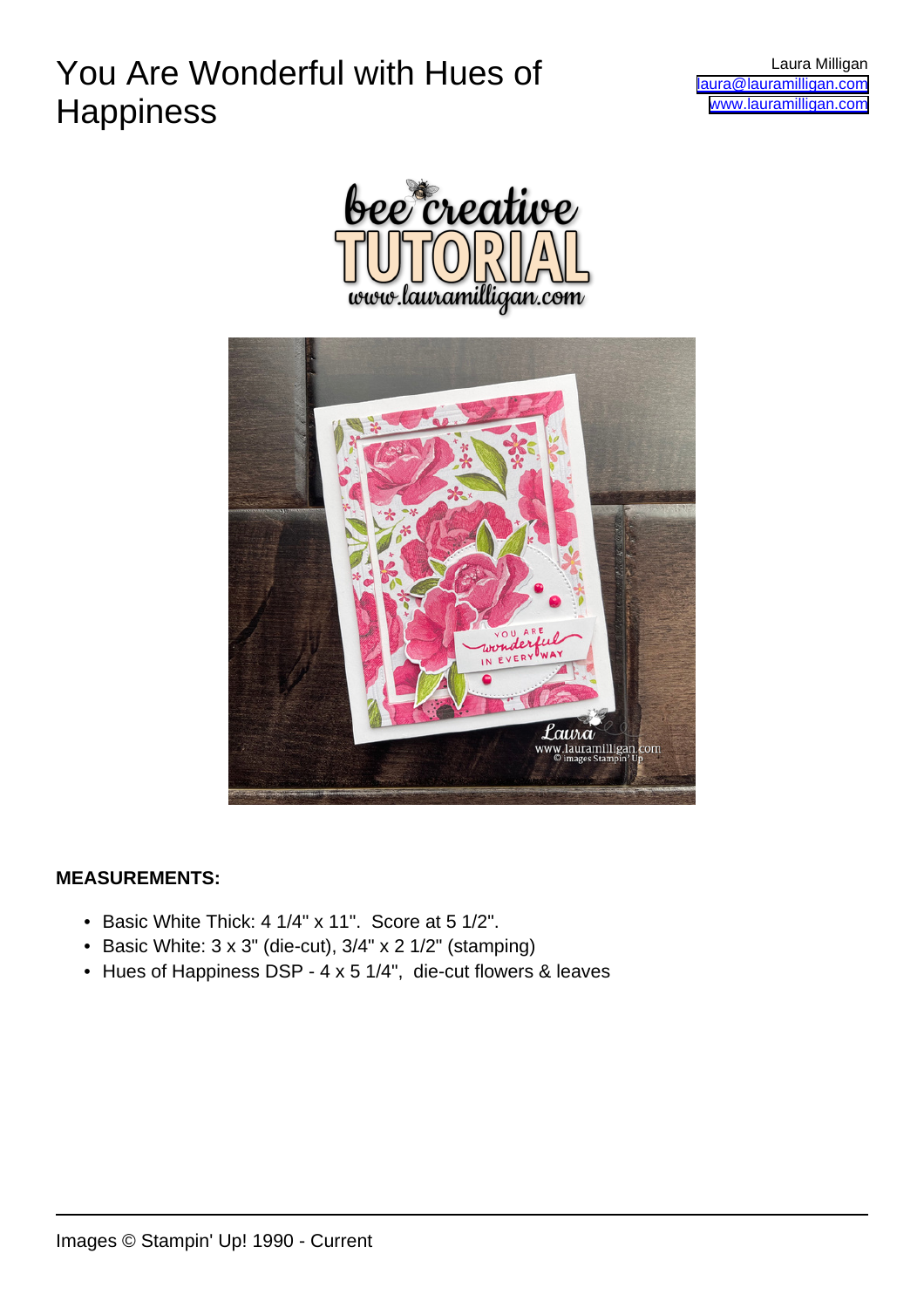# You Are Wonderful with Hues of Happiness

Laura Milligan
laura@lauramilligan.com
www.lauramilligan.com

**MEASUREMENTS:**

- Basic White Thick: 4 1/4" x 11".  Score at 5 1/2".
- Basic White: 3 x 3" (die-cut), 3/4" x 2 1/2" (stamping)
- Hues of Happiness DSP - 4 x 5 1/4",  die-cut flowers & leaves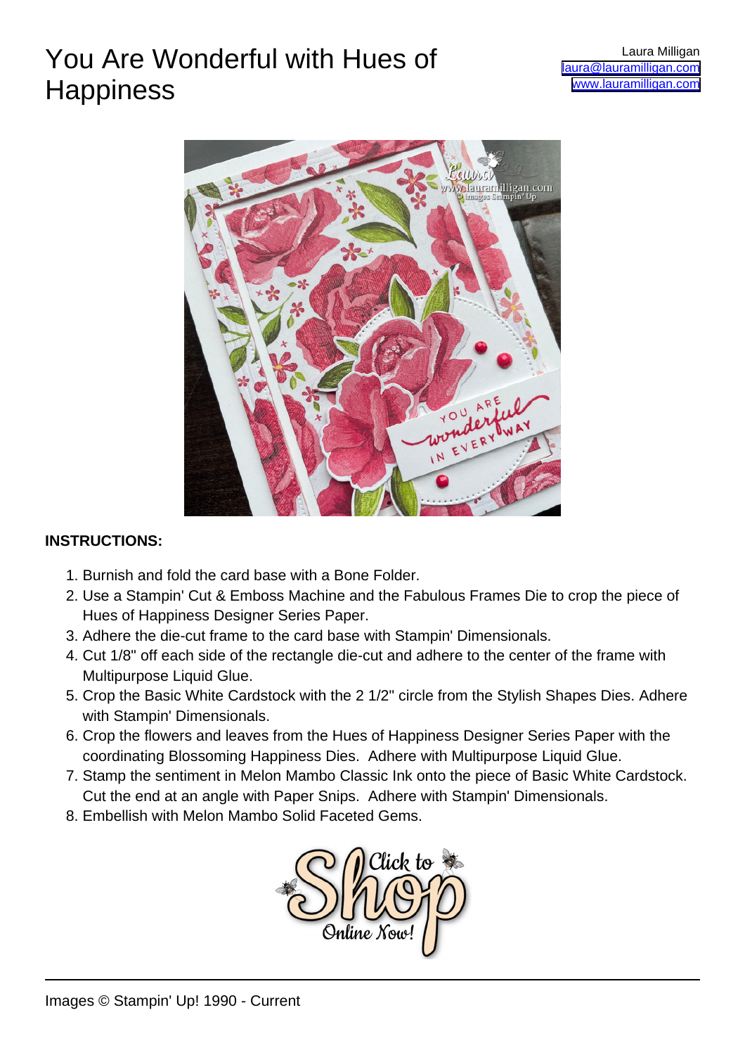# You Are Wonderful with Hues of Happiness

Laura Milligan
laura@lauramilligan.com
www.lauramilligan.com

**INSTRUCTIONS:**

1. Burnish and fold the card base with a Bone Folder.
2. Use a Stampin' Cut & Emboss Machine and the Fabulous Frames Die to crop the piece of Hues of Happiness Designer Series Paper.
3. Adhere the die-cut frame to the card base with Stampin' Dimensionals.
4. Cut 1/8" off each side of the rectangle die-cut and adhere to the center of the frame with Multipurpose Liquid Glue.
5. Crop the Basic White Cardstock with the 2 1/2" circle from the Stylish Shapes Dies. Adhere with Stampin' Dimensionals.
6. Crop the flowers and leaves from the Hues of Happiness Designer Series Paper with the coordinating Blossoming Happiness Dies. Adhere with Multipurpose Liquid Glue.
7. Stamp the sentiment in Melon Mambo Classic Ink onto the piece of Basic White Cardstock. Cut the end at an angle with Paper Snips. Adhere with Stampin' Dimensionals.
8. Embellish with Melon Mambo Solid Faceted Gems.

Images © Stampin' Up! 1990 - Current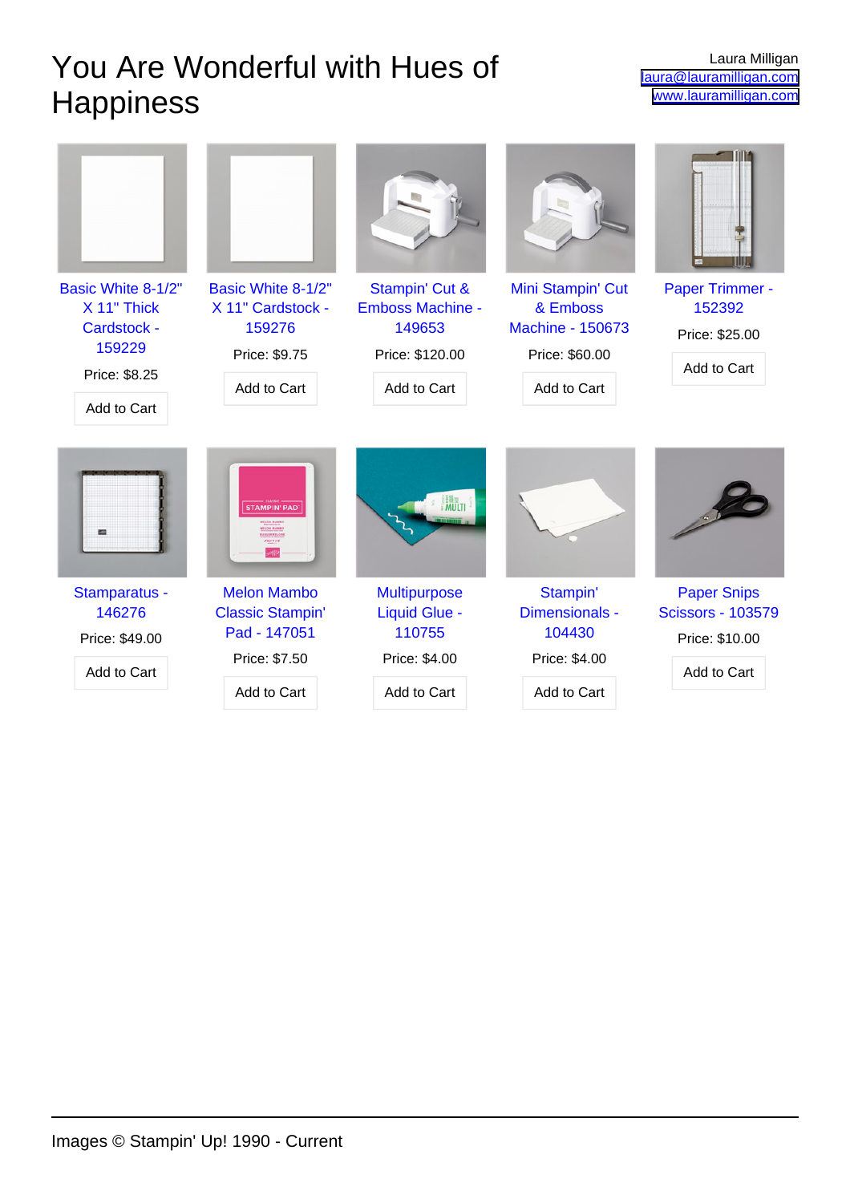# You Are Wonderful with Hues of Happiness

Laura Milligan
laura@lauramilligan.com
www.lauramilligan.com

Basic White 8-1/2" X 11" Thick Cardstock - 159229
Price: $8.25
Add to Cart

Basic White 8-1/2" X 11" Cardstock - 159276
Price: $9.75
Add to Cart

Stampin' Cut & Emboss Machine - 149653
Price: $120.00
Add to Cart

Mini Stampin' Cut & Emboss Machine - 150673
Price: $60.00
Add to Cart

Paper Trimmer - 152392
Price: $25.00
Add to Cart

Stamparatus - 146276
Price: $49.00
Add to Cart

Melon Mambo Classic Stampin' Pad - 147051
Price: $7.50
Add to Cart

Multipurpose Liquid Glue - 110755
Price: $4.00
Add to Cart

Stampin' Dimensionals - 104430
Price: $4.00
Add to Cart

Paper Snips Scissors - 103579
Price: $10.00
Add to Cart

Images © Stampin' Up! 1990 - Current